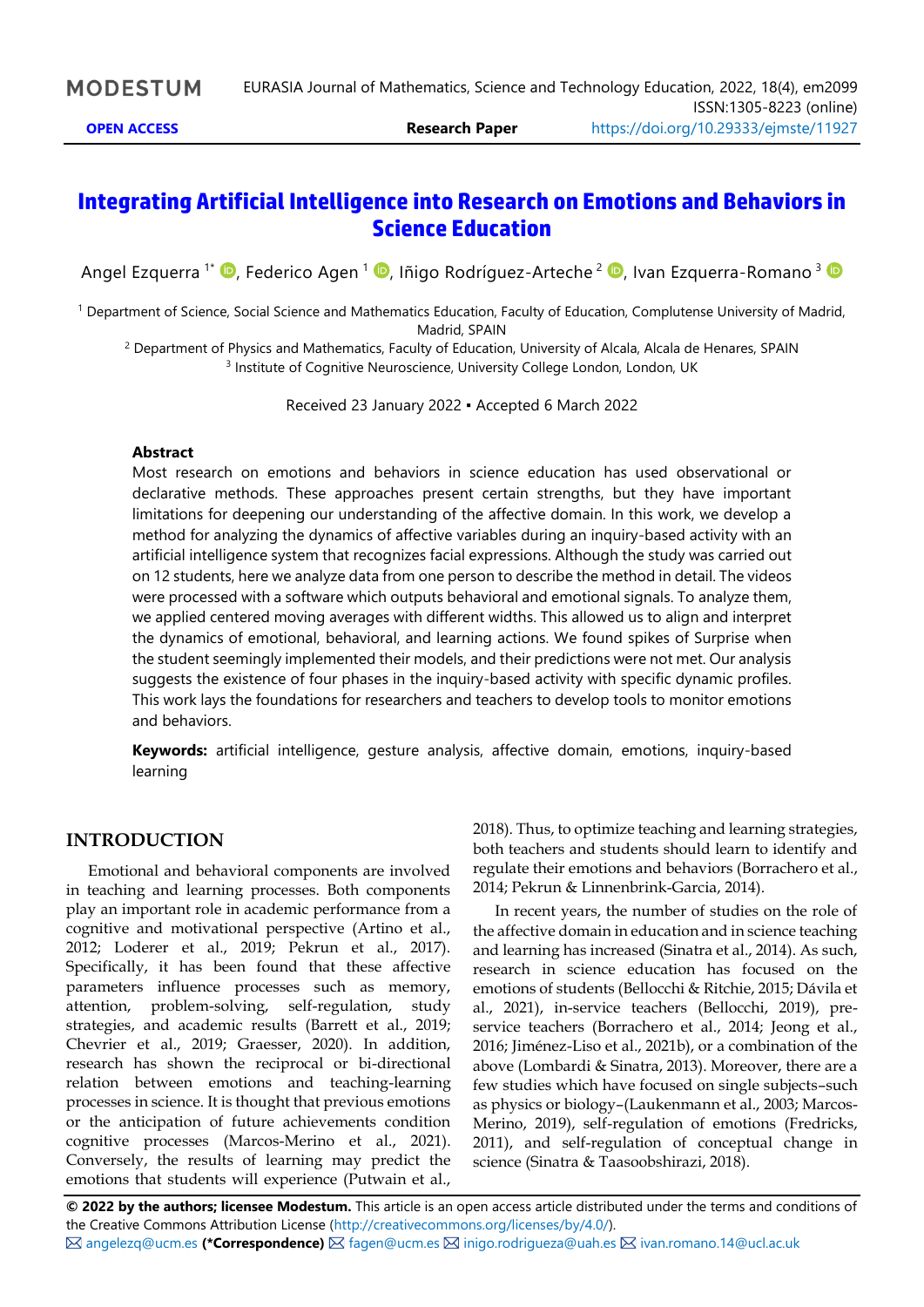# Integrating Artificial Intelligence into Research on Emotions and Behaviors in Science Education

Angel Ezquerra [1*], Federico Agen [1], Iñigo Rodríguez-Arteche [2], Ivan Ezquerra-Romano [3]

[1] Department of Science, Social Science and Mathematics Education, Faculty of Education, Complutense University of Madrid, Madrid, SPAIN

[2] Department of Physics and Mathematics, Faculty of Education, University of Alcala, Alcala de Henares, SPAIN

[3] Institute of Cognitive Neuroscience, University College London, London, UK

Received 23 January 2022 ▪ Accepted 6 March 2022

### Abstract

Most research on emotions and behaviors in science education has used observational or declarative methods. These approaches present certain strengths, but they have important limitations for deepening our understanding of the affective domain. In this work, we develop a method for analyzing the dynamics of affective variables during an inquiry-based activity with an artificial intelligence system that recognizes facial expressions. Although the study was carried out on 12 students, here we analyze data from one person to describe the method in detail. The videos were processed with a software which outputs behavioral and emotional signals. To analyze them, we applied centered moving averages with different widths. This allowed us to align and interpret the dynamics of emotional, behavioral, and learning actions. We found spikes of Surprise when the student seemingly implemented their models, and their predictions were not met. Our analysis suggests the existence of four phases in the inquiry-based activity with specific dynamic profiles. This work lays the foundations for researchers and teachers to develop tools to monitor emotions and behaviors.

**Keywords:** artificial intelligence, gesture analysis, affective domain, emotions, inquiry-based learning

## INTRODUCTION

Emotional and behavioral components are involved in teaching and learning processes. Both components play an important role in academic performance from a cognitive and motivational perspective (Artino et al., 2012; Loderer et al., 2019; Pekrun et al., 2017). Specifically, it has been found that these affective parameters influence processes such as memory, attention, problem-solving, self-regulation, study strategies, and academic results (Barrett et al., 2019; Chevrier et al., 2019; Graesser, 2020). In addition, research has shown the reciprocal or bi-directional relation between emotions and teaching-learning processes in science. It is thought that previous emotions or the anticipation of future achievements condition cognitive processes (Marcos-Merino et al., 2021). Conversely, the results of learning may predict the emotions that students will experience (Putwain et al., 2018). Thus, to optimize teaching and learning strategies, both teachers and students should learn to identify and regulate their emotions and behaviors (Borrachero et al., 2014; Pekrun & Linnenbrink-Garcia, 2014).

In recent years, the number of studies on the role of the affective domain in education and in science teaching and learning has increased (Sinatra et al., 2014). As such, research in science education has focused on the emotions of students (Bellocchi & Ritchie, 2015; Dávila et al., 2021), in-service teachers (Bellocchi, 2019), pre-service teachers (Borrachero et al., 2014; Jeong et al., 2016; Jiménez-Liso et al., 2021b), or a combination of the above (Lombardi & Sinatra, 2013). Moreover, there are a few studies which have focused on single subjects–such as physics or biology–(Laukenmann et al., 2003; Marcos-Merino, 2019), self-regulation of emotions (Fredricks, 2011), and self-regulation of conceptual change in science (Sinatra & Taasoobshirazi, 2018).

**© 2022 by the authors; licensee Modestum.** This article is an open access article distributed under the terms and conditions of the Creative Commons Attribution License (http://creativecommons.org/licenses/by/4.0/).

angelezq@ucm.es **(*Correspondence)** fagen@ucm.es inigo.rodrigueza@uah.es ivan.romano.14@ucl.ac.uk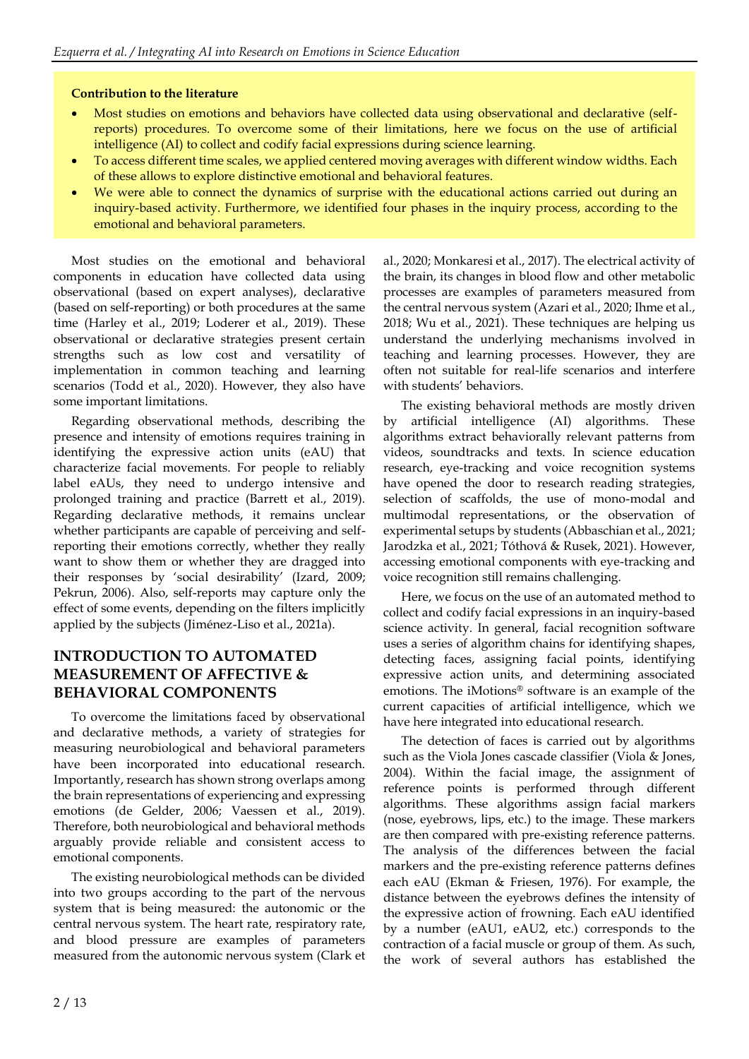**Contribution to the literature**

- Most studies on emotions and behaviors have collected data using observational and declarative (self-reports) procedures. To overcome some of their limitations, here we focus on the use of artificial intelligence (AI) to collect and codify facial expressions during science learning.
- To access different time scales, we applied centered moving averages with different window widths. Each of these allows to explore distinctive emotional and behavioral features.
- We were able to connect the dynamics of surprise with the educational actions carried out during an inquiry-based activity. Furthermore, we identified four phases in the inquiry process, according to the emotional and behavioral parameters.

Most studies on the emotional and behavioral components in education have collected data using observational (based on expert analyses), declarative (based on self-reporting) or both procedures at the same time (Harley et al., 2019; Loderer et al., 2019). These observational or declarative strategies present certain strengths such as low cost and versatility of implementation in common teaching and learning scenarios (Todd et al., 2020). However, they also have some important limitations.

Regarding observational methods, describing the presence and intensity of emotions requires training in identifying the expressive action units (eAU) that characterize facial movements. For people to reliably label eAUs, they need to undergo intensive and prolonged training and practice (Barrett et al., 2019). Regarding declarative methods, it remains unclear whether participants are capable of perceiving and self-reporting their emotions correctly, whether they really want to show them or whether they are dragged into their responses by 'social desirability' (Izard, 2009; Pekrun, 2006). Also, self-reports may capture only the effect of some events, depending on the filters implicitly applied by the subjects (Jiménez-Liso et al., 2021a).

## INTRODUCTION TO AUTOMATED MEASUREMENT OF AFFECTIVE & BEHAVIORAL COMPONENTS

To overcome the limitations faced by observational and declarative methods, a variety of strategies for measuring neurobiological and behavioral parameters have been incorporated into educational research. Importantly, research has shown strong overlaps among the brain representations of experiencing and expressing emotions (de Gelder, 2006; Vaessen et al., 2019). Therefore, both neurobiological and behavioral methods arguably provide reliable and consistent access to emotional components.

The existing neurobiological methods can be divided into two groups according to the part of the nervous system that is being measured: the autonomic or the central nervous system. The heart rate, respiratory rate, and blood pressure are examples of parameters measured from the autonomic nervous system (Clark et al., 2020; Monkaresi et al., 2017). The electrical activity of the brain, its changes in blood flow and other metabolic processes are examples of parameters measured from the central nervous system (Azari et al., 2020; Ihme et al., 2018; Wu et al., 2021). These techniques are helping us understand the underlying mechanisms involved in teaching and learning processes. However, they are often not suitable for real-life scenarios and interfere with students' behaviors.

The existing behavioral methods are mostly driven by artificial intelligence (AI) algorithms. These algorithms extract behaviorally relevant patterns from videos, soundtracks and texts. In science education research, eye-tracking and voice recognition systems have opened the door to research reading strategies, selection of scaffolds, the use of mono-modal and multimodal representations, or the observation of experimental setups by students (Abbaschian et al., 2021; Jarodzka et al., 2021; Tóthová & Rusek, 2021). However, accessing emotional components with eye-tracking and voice recognition still remains challenging.

Here, we focus on the use of an automated method to collect and codify facial expressions in an inquiry-based science activity. In general, facial recognition software uses a series of algorithm chains for identifying shapes, detecting faces, assigning facial points, identifying expressive action units, and determining associated emotions. The iMotions® software is an example of the current capacities of artificial intelligence, which we have here integrated into educational research.

The detection of faces is carried out by algorithms such as the Viola Jones cascade classifier (Viola & Jones, 2004). Within the facial image, the assignment of reference points is performed through different algorithms. These algorithms assign facial markers (nose, eyebrows, lips, etc.) to the image. These markers are then compared with pre-existing reference patterns. The analysis of the differences between the facial markers and the pre-existing reference patterns defines each eAU (Ekman & Friesen, 1976). For example, the distance between the eyebrows defines the intensity of the expressive action of frowning. Each eAU identified by a number (eAU1, eAU2, etc.) corresponds to the contraction of a facial muscle or group of them. As such, the work of several authors has established the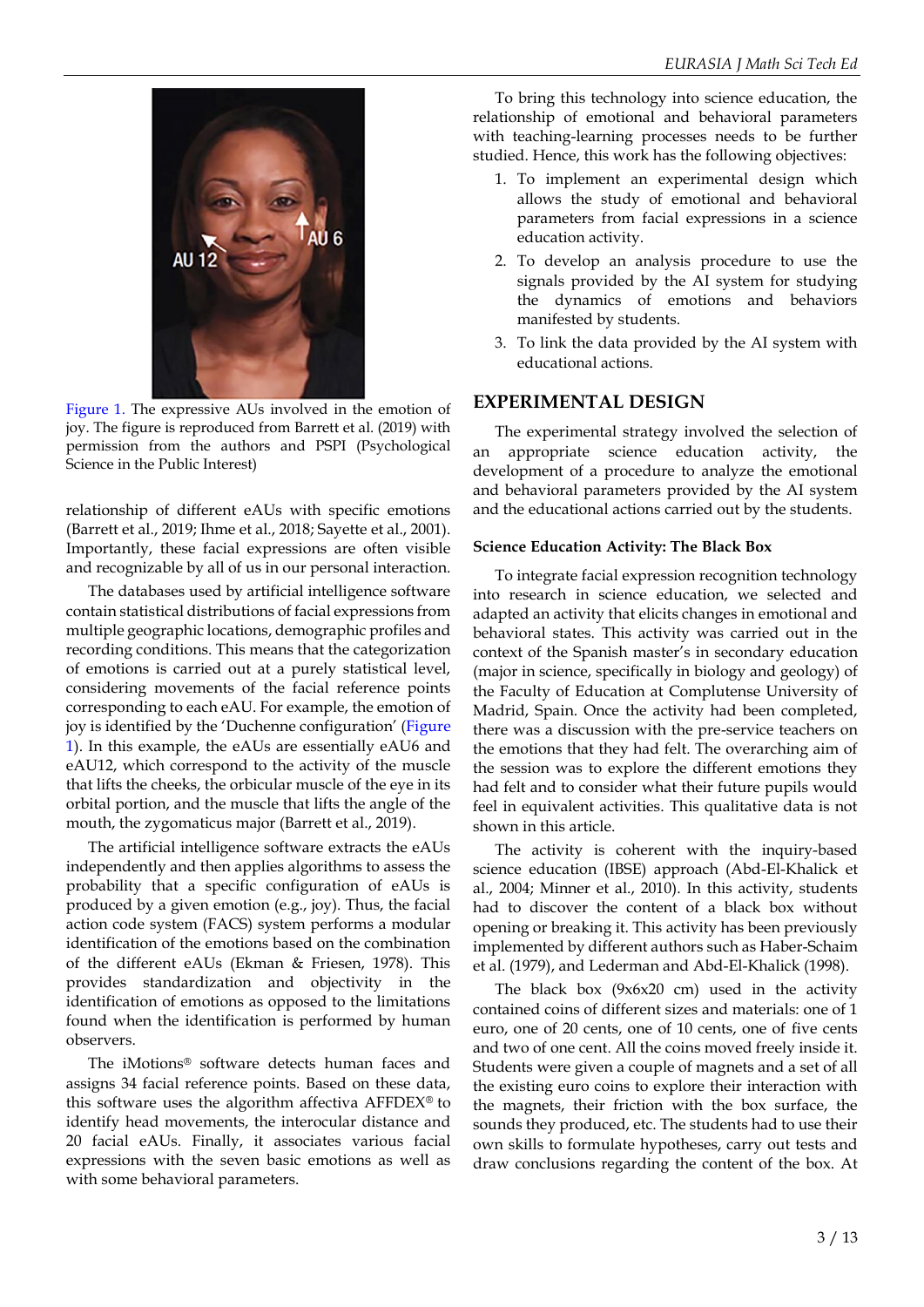Figure 1. The expressive AUs involved in the emotion of joy. The figure is reproduced from Barrett et al. (2019) with permission from the authors and PSPI (Psychological Science in the Public Interest)

relationship of different eAUs with specific emotions (Barrett et al., 2019; Ihme et al., 2018; Sayette et al., 2001). Importantly, these facial expressions are often visible and recognizable by all of us in our personal interaction.

The databases used by artificial intelligence software contain statistical distributions of facial expressions from multiple geographic locations, demographic profiles and recording conditions. This means that the categorization of emotions is carried out at a purely statistical level, considering movements of the facial reference points corresponding to each eAU. For example, the emotion of joy is identified by the 'Duchenne configuration' (Figure 1). In this example, the eAUs are essentially eAU6 and eAU12, which correspond to the activity of the muscle that lifts the cheeks, the orbicular muscle of the eye in its orbital portion, and the muscle that lifts the angle of the mouth, the zygomaticus major (Barrett et al., 2019).

The artificial intelligence software extracts the eAUs independently and then applies algorithms to assess the probability that a specific configuration of eAUs is produced by a given emotion (e.g., joy). Thus, the facial action code system (FACS) system performs a modular identification of the emotions based on the combination of the different eAUs (Ekman & Friesen, 1978). This provides standardization and objectivity in the identification of emotions as opposed to the limitations found when the identification is performed by human observers.

The iMotions® software detects human faces and assigns 34 facial reference points. Based on these data, this software uses the algorithm affectiva AFFDEX® to identify head movements, the interocular distance and 20 facial eAUs. Finally, it associates various facial expressions with the seven basic emotions as well as with some behavioral parameters.

To bring this technology into science education, the relationship of emotional and behavioral parameters with teaching-learning processes needs to be further studied. Hence, this work has the following objectives:

1. To implement an experimental design which allows the study of emotional and behavioral parameters from facial expressions in a science education activity.
2. To develop an analysis procedure to use the signals provided by the AI system for studying the dynamics of emotions and behaviors manifested by students.
3. To link the data provided by the AI system with educational actions.

## EXPERIMENTAL DESIGN

The experimental strategy involved the selection of an appropriate science education activity, the development of a procedure to analyze the emotional and behavioral parameters provided by the AI system and the educational actions carried out by the students.

### Science Education Activity: The Black Box

To integrate facial expression recognition technology into research in science education, we selected and adapted an activity that elicits changes in emotional and behavioral states. This activity was carried out in the context of the Spanish master's in secondary education (major in science, specifically in biology and geology) of the Faculty of Education at Complutense University of Madrid, Spain. Once the activity had been completed, there was a discussion with the pre-service teachers on the emotions that they had felt. The overarching aim of the session was to explore the different emotions they had felt and to consider what their future pupils would feel in equivalent activities. This qualitative data is not shown in this article.

The activity is coherent with the inquiry-based science education (IBSE) approach (Abd-El-Khalick et al., 2004; Minner et al., 2010). In this activity, students had to discover the content of a black box without opening or breaking it. This activity has been previously implemented by different authors such as Haber-Schaim et al. (1979), and Lederman and Abd-El-Khalick (1998).

The black box (9x6x20 cm) used in the activity contained coins of different sizes and materials: one of 1 euro, one of 20 cents, one of 10 cents, one of five cents and two of one cent. All the coins moved freely inside it. Students were given a couple of magnets and a set of all the existing euro coins to explore their interaction with the magnets, their friction with the box surface, the sounds they produced, etc. The students had to use their own skills to formulate hypotheses, carry out tests and draw conclusions regarding the content of the box. At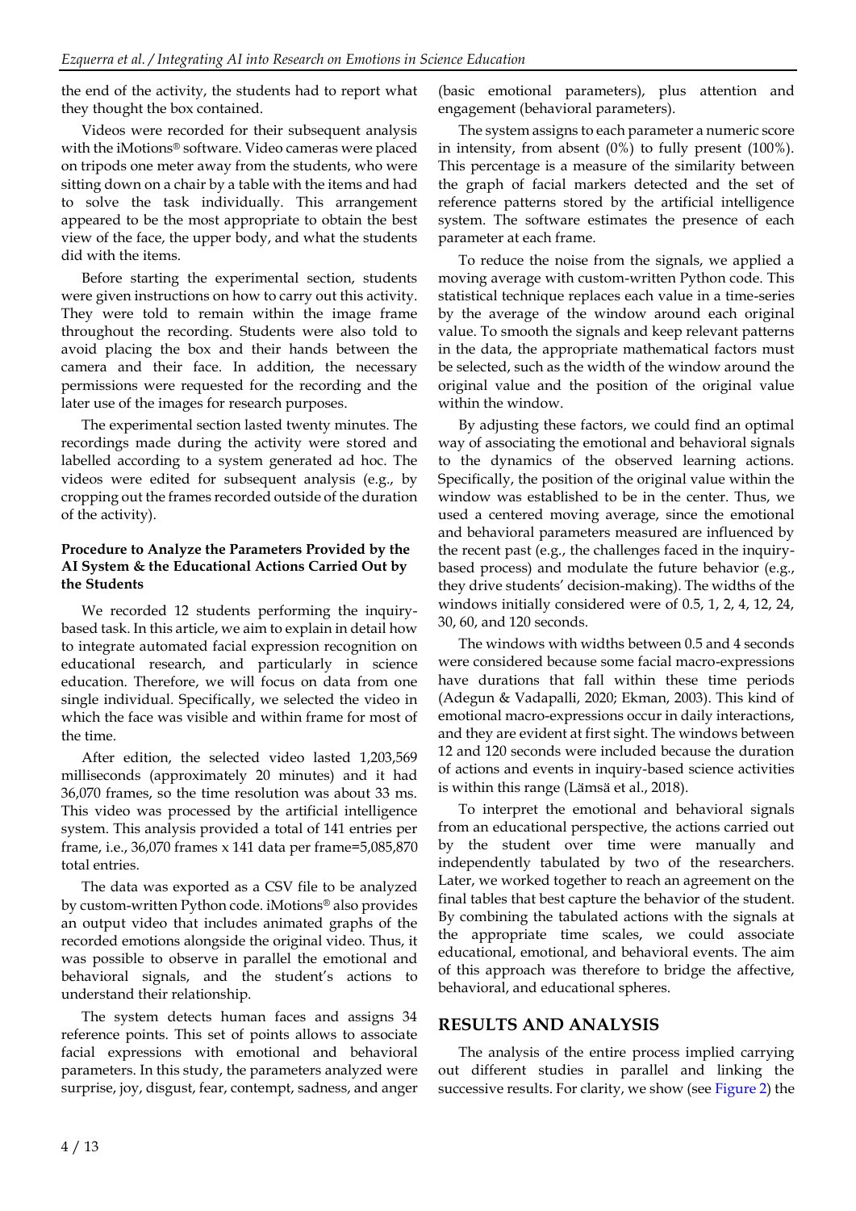the end of the activity, the students had to report what they thought the box contained.

Videos were recorded for their subsequent analysis with the iMotions® software. Video cameras were placed on tripods one meter away from the students, who were sitting down on a chair by a table with the items and had to solve the task individually. This arrangement appeared to be the most appropriate to obtain the best view of the face, the upper body, and what the students did with the items.

Before starting the experimental section, students were given instructions on how to carry out this activity. They were told to remain within the image frame throughout the recording. Students were also told to avoid placing the box and their hands between the camera and their face. In addition, the necessary permissions were requested for the recording and the later use of the images for research purposes.

The experimental section lasted twenty minutes. The recordings made during the activity were stored and labelled according to a system generated ad hoc. The videos were edited for subsequent analysis (e.g., by cropping out the frames recorded outside of the duration of the activity).

**Procedure to Analyze the Parameters Provided by the AI System & the Educational Actions Carried Out by the Students**

We recorded 12 students performing the inquiry-based task. In this article, we aim to explain in detail how to integrate automated facial expression recognition on educational research, and particularly in science education. Therefore, we will focus on data from one single individual. Specifically, we selected the video in which the face was visible and within frame for most of the time.

After edition, the selected video lasted 1,203,569 milliseconds (approximately 20 minutes) and it had 36,070 frames, so the time resolution was about 33 ms. This video was processed by the artificial intelligence system. This analysis provided a total of 141 entries per frame, i.e., 36,070 frames x 141 data per frame=5,085,870 total entries.

The data was exported as a CSV file to be analyzed by custom-written Python code. iMotions® also provides an output video that includes animated graphs of the recorded emotions alongside the original video. Thus, it was possible to observe in parallel the emotional and behavioral signals, and the student's actions to understand their relationship.

The system detects human faces and assigns 34 reference points. This set of points allows to associate facial expressions with emotional and behavioral parameters. In this study, the parameters analyzed were surprise, joy, disgust, fear, contempt, sadness, and anger (basic emotional parameters), plus attention and engagement (behavioral parameters).

The system assigns to each parameter a numeric score in intensity, from absent (0%) to fully present (100%). This percentage is a measure of the similarity between the graph of facial markers detected and the set of reference patterns stored by the artificial intelligence system. The software estimates the presence of each parameter at each frame.

To reduce the noise from the signals, we applied a moving average with custom-written Python code. This statistical technique replaces each value in a time-series by the average of the window around each original value. To smooth the signals and keep relevant patterns in the data, the appropriate mathematical factors must be selected, such as the width of the window around the original value and the position of the original value within the window.

By adjusting these factors, we could find an optimal way of associating the emotional and behavioral signals to the dynamics of the observed learning actions. Specifically, the position of the original value within the window was established to be in the center. Thus, we used a centered moving average, since the emotional and behavioral parameters measured are influenced by the recent past (e.g., the challenges faced in the inquiry-based process) and modulate the future behavior (e.g., they drive students' decision-making). The widths of the windows initially considered were of 0.5, 1, 2, 4, 12, 24, 30, 60, and 120 seconds.

The windows with widths between 0.5 and 4 seconds were considered because some facial macro-expressions have durations that fall within these time periods (Adegun & Vadapalli, 2020; Ekman, 2003). This kind of emotional macro-expressions occur in daily interactions, and they are evident at first sight. The windows between 12 and 120 seconds were included because the duration of actions and events in inquiry-based science activities is within this range (Lämsä et al., 2018).

To interpret the emotional and behavioral signals from an educational perspective, the actions carried out by the student over time were manually and independently tabulated by two of the researchers. Later, we worked together to reach an agreement on the final tables that best capture the behavior of the student. By combining the tabulated actions with the signals at the appropriate time scales, we could associate educational, emotional, and behavioral events. The aim of this approach was therefore to bridge the affective, behavioral, and educational spheres.

## RESULTS AND ANALYSIS

The analysis of the entire process implied carrying out different studies in parallel and linking the successive results. For clarity, we show (see Figure 2) the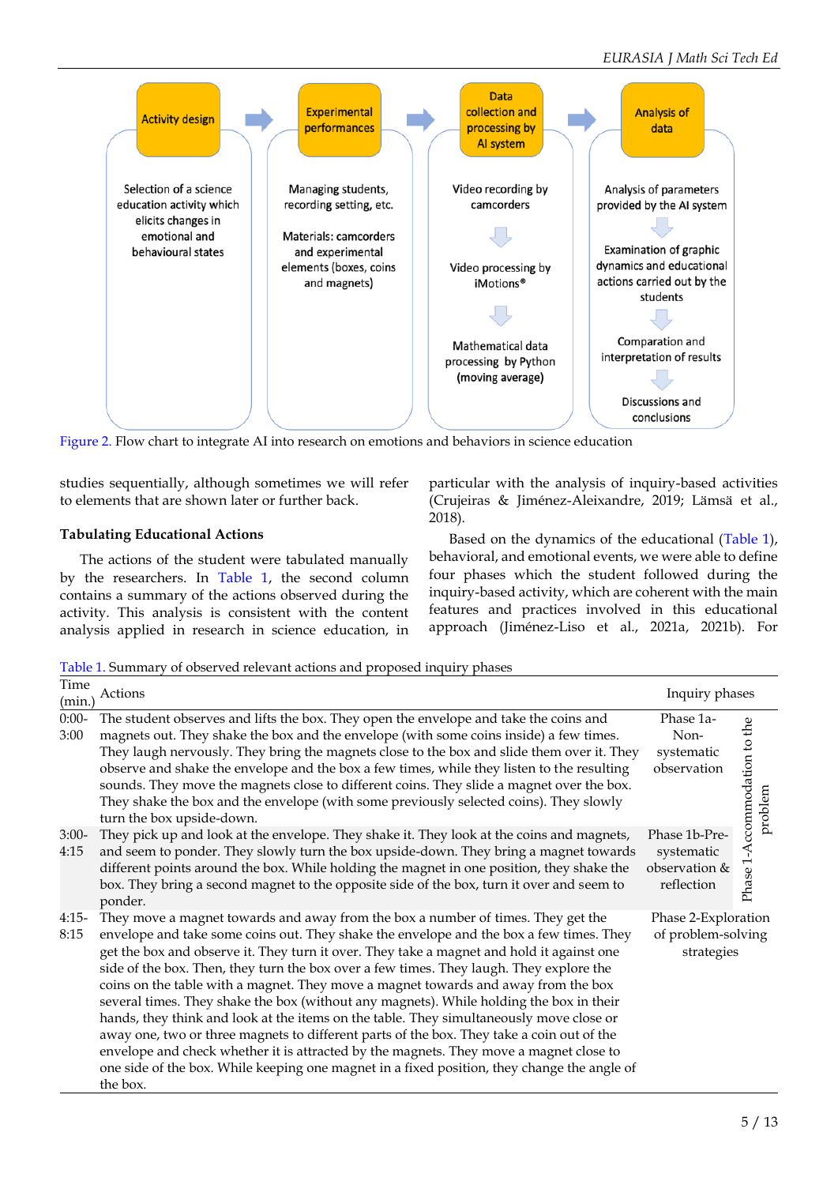Figure 2. Flow chart to integrate AI into research on emotions and behaviors in science education

studies sequentially, although sometimes we will refer to elements that are shown later or further back.

### Tabulating Educational Actions

The actions of the student were tabulated manually by the researchers. In Table 1, the second column contains a summary of the actions observed during the activity. This analysis is consistent with the content analysis applied in research in science education, in particular with the analysis of inquiry-based activities (Crujeiras & Jiménez-Aleixandre, 2019; Lämsä et al., 2018).

Based on the dynamics of the educational (Table 1), behavioral, and emotional events, we were able to define four phases which the student followed during the inquiry-based activity, which are coherent with the main features and practices involved in this educational approach (Jiménez-Liso et al., 2021a, 2021b). For

Table 1. Summary of observed relevant actions and proposed inquiry phases

| Time (min.) | Actions | Inquiry phases | |
|---|---|---|---|
| 0:00-3:00 | The student observes and lifts the box. They open the envelope and take the coins and magnets out. They shake the box and the envelope (with some coins inside) a few times. They laugh nervously. They bring the magnets close to the box and slide them over it. They observe and shake the envelope and the box a few times, while they listen to the resulting sounds. They move the magnets close to different coins. They slide a magnet over the box. They shake the box and the envelope (with some previously selected coins). They slowly turn the box upside-down. | Phase 1a-Non-systematic observation | Phase 1-Accommodation to the problem |
| 3:00-4:15 | They pick up and look at the envelope. They shake it. They look at the coins and magnets, and seem to ponder. They slowly turn the box upside-down. They bring a magnet towards different points around the box. While holding the magnet in one position, they shake the box. They bring a second magnet to the opposite side of the box, turn it over and seem to ponder. | Phase 1b-Pre-systematic observation & reflection | |
| 4:15-8:15 | They move a magnet towards and away from the box a number of times. They get the envelope and take some coins out. They shake the envelope and the box a few times. They get the box and observe it. They turn it over. They take a magnet and hold it against one side of the box. Then, they turn the box over a few times. They laugh. They explore the coins on the table with a magnet. They move a magnet towards and away from the box several times. They shake the box (without any magnets). While holding the box in their hands, they think and look at the items on the table. They simultaneously move close or away one, two or three magnets to different parts of the box. They take a coin out of the envelope and check whether it is attracted by the magnets. They move a magnet close to one side of the box. While keeping one magnet in a fixed position, they change the angle of the box. | Phase 2-Exploration of problem-solving strategies | |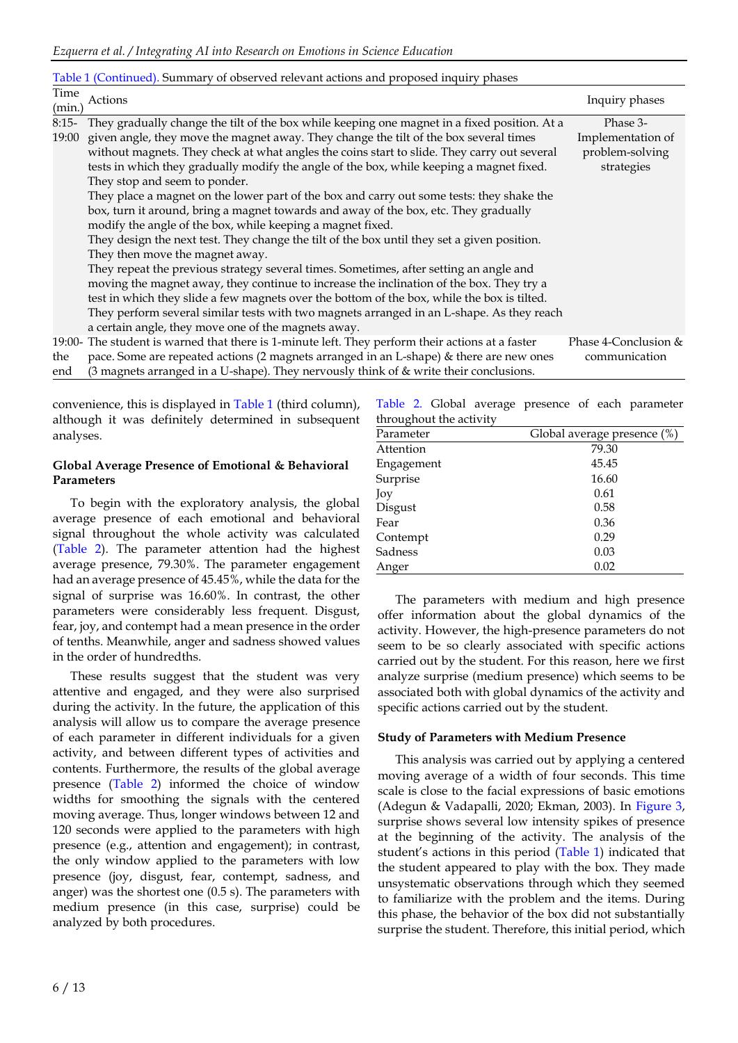Table 1 (Continued). Summary of observed relevant actions and proposed inquiry phases

| Time (min.) | Actions | Inquiry phases |
|---|---|---|
| 8:15-19:00 | They gradually change the tilt of the box while keeping one magnet in a fixed position. At a given angle, they move the magnet away. They change the tilt of the box several times without magnets. They check at what angles the coins start to slide. They carry out several tests in which they gradually modify the angle of the box, while keeping a magnet fixed. They stop and seem to ponder. They place a magnet on the lower part of the box and carry out some tests: they shake the box, turn it around, bring a magnet towards and away of the box, etc. They gradually modify the angle of the box, while keeping a magnet fixed. They design the next test. They change the tilt of the box until they set a given position. They then move the magnet away. They repeat the previous strategy several times. Sometimes, after setting an angle and moving the magnet away, they continue to increase the inclination of the box. They try a test in which they slide a few magnets over the bottom of the box, while the box is tilted. They perform several similar tests with two magnets arranged in an L-shape. As they reach a certain angle, they move one of the magnets away. | Phase 3-Implementation of problem-solving strategies |
| 19:00-the end | The student is warned that there is 1-minute left. They perform their actions at a faster pace. Some are repeated actions (2 magnets arranged in an L-shape) & there are new ones (3 magnets arranged in a U-shape). They nervously think of & write their conclusions. | Phase 4-Conclusion & communication |

convenience, this is displayed in Table 1 (third column), although it was definitely determined in subsequent analyses.

### Global Average Presence of Emotional & Behavioral Parameters

To begin with the exploratory analysis, the global average presence of each emotional and behavioral signal throughout the whole activity was calculated (Table 2). The parameter attention had the highest average presence, 79.30%. The parameter engagement had an average presence of 45.45%, while the data for the signal of surprise was 16.60%. In contrast, the other parameters were considerably less frequent. Disgust, fear, joy, and contempt had a mean presence in the order of tenths. Meanwhile, anger and sadness showed values in the order of hundredths.

These results suggest that the student was very attentive and engaged, and they were also surprised during the activity. In the future, the application of this analysis will allow us to compare the average presence of each parameter in different individuals for a given activity, and between different types of activities and contents. Furthermore, the results of the global average presence (Table 2) informed the choice of window widths for smoothing the signals with the centered moving average. Thus, longer windows between 12 and 120 seconds were applied to the parameters with high presence (e.g., attention and engagement); in contrast, the only window applied to the parameters with low presence (joy, disgust, fear, contempt, sadness, and anger) was the shortest one (0.5 s). The parameters with medium presence (in this case, surprise) could be analyzed by both procedures.

Table 2. Global average presence of each parameter throughout the activity

| Parameter | Global average presence (%) |
|---|---|
| Attention | 79.30 |
| Engagement | 45.45 |
| Surprise | 16.60 |
| Joy | 0.61 |
| Disgust | 0.58 |
| Fear | 0.36 |
| Contempt | 0.29 |
| Sadness | 0.03 |
| Anger | 0.02 |

The parameters with medium and high presence offer information about the global dynamics of the activity. However, the high-presence parameters do not seem to be so clearly associated with specific actions carried out by the student. For this reason, here we first analyze surprise (medium presence) which seems to be associated both with global dynamics of the activity and specific actions carried out by the student.

### Study of Parameters with Medium Presence

This analysis was carried out by applying a centered moving average of a width of four seconds. This time scale is close to the facial expressions of basic emotions (Adegun & Vadapalli, 2020; Ekman, 2003). In Figure 3, surprise shows several low intensity spikes of presence at the beginning of the activity. The analysis of the student's actions in this period (Table 1) indicated that the student appeared to play with the box. They made unsystematic observations through which they seemed to familiarize with the problem and the items. During this phase, the behavior of the box did not substantially surprise the student. Therefore, this initial period, which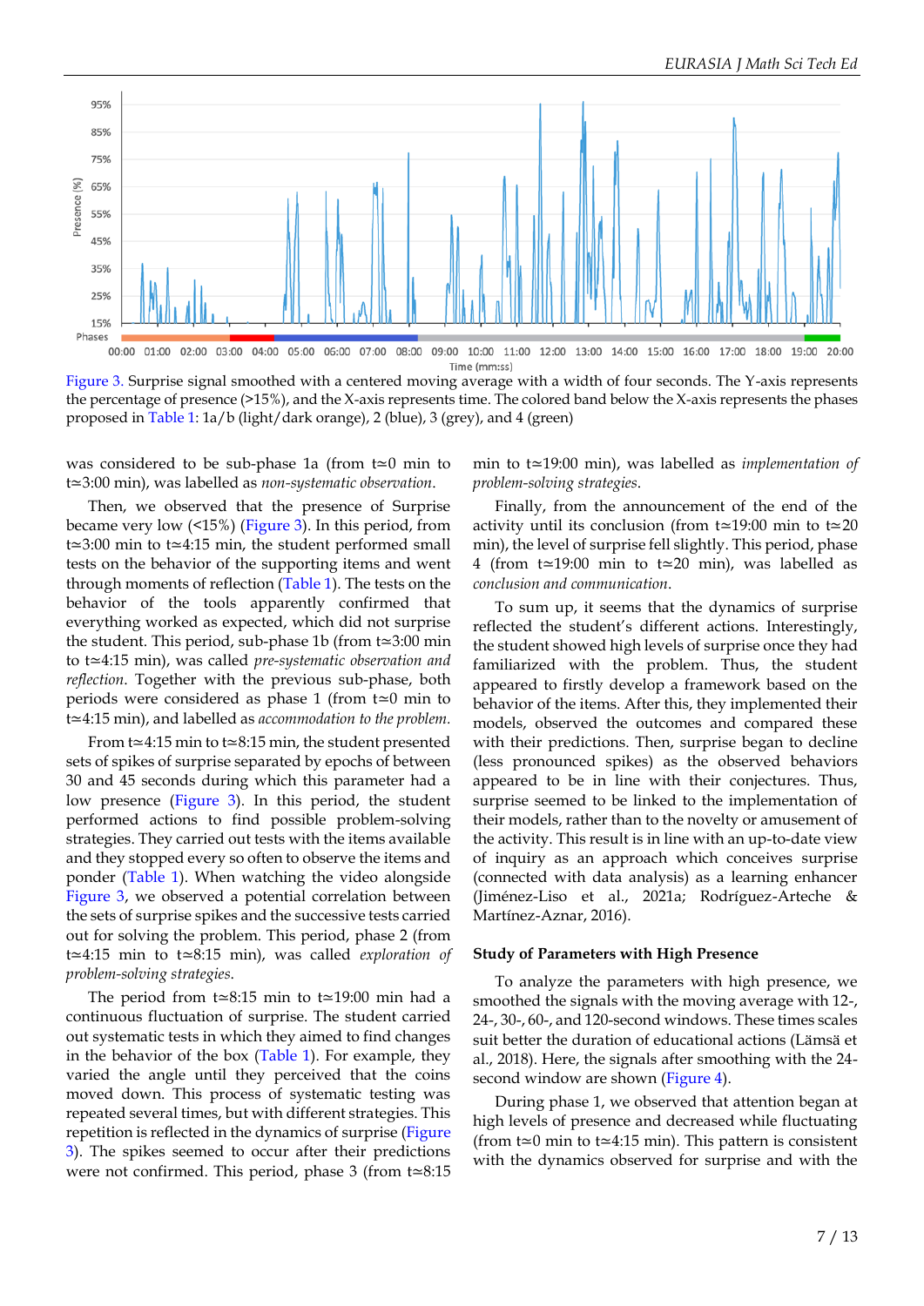Figure 3. Surprise signal smoothed with a centered moving average with a width of four seconds. The Y-axis represents the percentage of presence (>15%), and the X-axis represents time. The colored band below the X-axis represents the phases proposed in Table 1: 1a/b (light/dark orange), 2 (blue), 3 (grey), and 4 (green)

was considered to be sub-phase 1a (from t≃0 min to t≃3:00 min), was labelled as *non-systematic observation*.

Then, we observed that the presence of Surprise became very low (<15%) (Figure 3). In this period, from t≃3:00 min to t≃4:15 min, the student performed small tests on the behavior of the supporting items and went through moments of reflection (Table 1). The tests on the behavior of the tools apparently confirmed that everything worked as expected, which did not surprise the student. This period, sub-phase 1b (from t≃3:00 min to t≃4:15 min), was called *pre-systematic observation and reflection*. Together with the previous sub-phase, both periods were considered as phase 1 (from t≃0 min to t≃4:15 min), and labelled as *accommodation to the problem.*

From t≃4:15 min to t≃8:15 min, the student presented sets of spikes of surprise separated by epochs of between 30 and 45 seconds during which this parameter had a low presence (Figure 3). In this period, the student performed actions to find possible problem-solving strategies. They carried out tests with the items available and they stopped every so often to observe the items and ponder (Table 1). When watching the video alongside Figure 3, we observed a potential correlation between the sets of surprise spikes and the successive tests carried out for solving the problem. This period, phase 2 (from t≃4:15 min to t≃8:15 min), was called *exploration of problem-solving strategies*.

The period from t≃8:15 min to t≃19:00 min had a continuous fluctuation of surprise. The student carried out systematic tests in which they aimed to find changes in the behavior of the box (Table 1). For example, they varied the angle until they perceived that the coins moved down. This process of systematic testing was repeated several times, but with different strategies. This repetition is reflected in the dynamics of surprise (Figure 3). The spikes seemed to occur after their predictions were not confirmed. This period, phase 3 (from t≃8:15 min to t≃19:00 min), was labelled as *implementation of problem-solving strategies*.

Finally, from the announcement of the end of the activity until its conclusion (from t≃19:00 min to t≃20 min), the level of surprise fell slightly. This period, phase 4 (from t≃19:00 min to t≃20 min), was labelled as *conclusion and communication*.

To sum up, it seems that the dynamics of surprise reflected the student's different actions. Interestingly, the student showed high levels of surprise once they had familiarized with the problem. Thus, the student appeared to firstly develop a framework based on the behavior of the items. After this, they implemented their models, observed the outcomes and compared these with their predictions. Then, surprise began to decline (less pronounced spikes) as the observed behaviors appeared to be in line with their conjectures. Thus, surprise seemed to be linked to the implementation of their models, rather than to the novelty or amusement of the activity. This result is in line with an up-to-date view of inquiry as an approach which conceives surprise (connected with data analysis) as a learning enhancer (Jiménez-Liso et al., 2021a; Rodríguez-Arteche & Martínez-Aznar, 2016).

### Study of Parameters with High Presence

To analyze the parameters with high presence, we smoothed the signals with the moving average with 12-, 24-, 30-, 60-, and 120-second windows. These times scales suit better the duration of educational actions (Lämsä et al., 2018). Here, the signals after smoothing with the 24-second window are shown (Figure 4).

During phase 1, we observed that attention began at high levels of presence and decreased while fluctuating (from t≃0 min to t≃4:15 min). This pattern is consistent with the dynamics observed for surprise and with the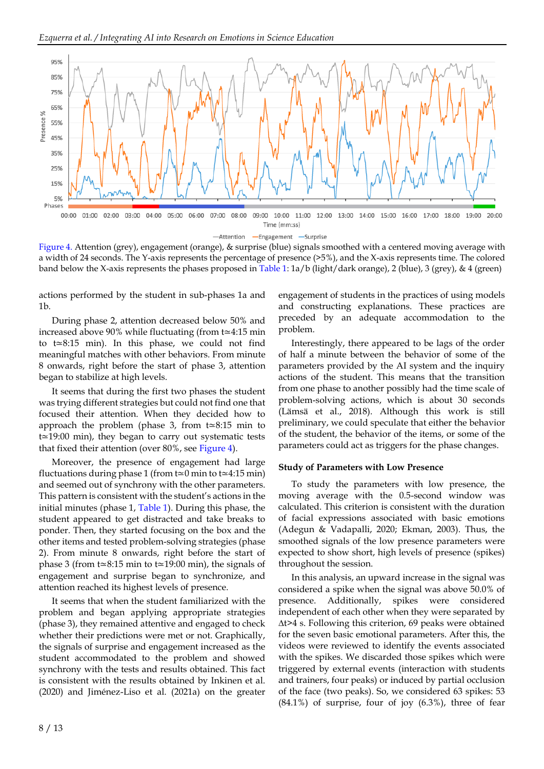Figure 4. Attention (grey), engagement (orange), & surprise (blue) signals smoothed with a centered moving average with a width of 24 seconds. The Y-axis represents the percentage of presence (>5%), and the X-axis represents time. The colored band below the X-axis represents the phases proposed in Table 1: 1a/b (light/dark orange), 2 (blue), 3 (grey), & 4 (green)

actions performed by the student in sub-phases 1a and 1b.

During phase 2, attention decreased below 50% and increased above 90% while fluctuating (from t≃4:15 min to t≃8:15 min). In this phase, we could not find meaningful matches with other behaviors. From minute 8 onwards, right before the start of phase 3, attention began to stabilize at high levels.

It seems that during the first two phases the student was trying different strategies but could not find one that focused their attention. When they decided how to approach the problem (phase 3, from t≃8:15 min to t≃19:00 min), they began to carry out systematic tests that fixed their attention (over 80%, see Figure 4).

Moreover, the presence of engagement had large fluctuations during phase 1 (from t≃0 min to t≃4:15 min) and seemed out of synchrony with the other parameters. This pattern is consistent with the student's actions in the initial minutes (phase 1, Table 1). During this phase, the student appeared to get distracted and take breaks to ponder. Then, they started focusing on the box and the other items and tested problem-solving strategies (phase 2). From minute 8 onwards, right before the start of phase 3 (from t≃8:15 min to t≃19:00 min), the signals of engagement and surprise began to synchronize, and attention reached its highest levels of presence.

It seems that when the student familiarized with the problem and began applying appropriate strategies (phase 3), they remained attentive and engaged to check whether their predictions were met or not. Graphically, the signals of surprise and engagement increased as the student accommodated to the problem and showed synchrony with the tests and results obtained. This fact is consistent with the results obtained by Inkinen et al. (2020) and Jiménez-Liso et al. (2021a) on the greater engagement of students in the practices of using models and constructing explanations. These practices are preceded by an adequate accommodation to the problem.

Interestingly, there appeared to be lags of the order of half a minute between the behavior of some of the parameters provided by the AI system and the inquiry actions of the student. This means that the transition from one phase to another possibly had the time scale of problem-solving actions, which is about 30 seconds (Lämsä et al., 2018). Although this work is still preliminary, we could speculate that either the behavior of the student, the behavior of the items, or some of the parameters could act as triggers for the phase changes.

### Study of Parameters with Low Presence

To study the parameters with low presence, the moving average with the 0.5-second window was calculated. This criterion is consistent with the duration of facial expressions associated with basic emotions (Adegun & Vadapalli, 2020; Ekman, 2003). Thus, the smoothed signals of the low presence parameters were expected to show short, high levels of presence (spikes) throughout the session.

In this analysis, an upward increase in the signal was considered a spike when the signal was above 50.0% of presence. Additionally, spikes were considered independent of each other when they were separated by Δt>4 s. Following this criterion, 69 peaks were obtained for the seven basic emotional parameters. After this, the videos were reviewed to identify the events associated with the spikes. We discarded those spikes which were triggered by external events (interaction with students and trainers, four peaks) or induced by partial occlusion of the face (two peaks). So, we considered 63 spikes: 53 (84.1%) of surprise, four of joy (6.3%), three of fear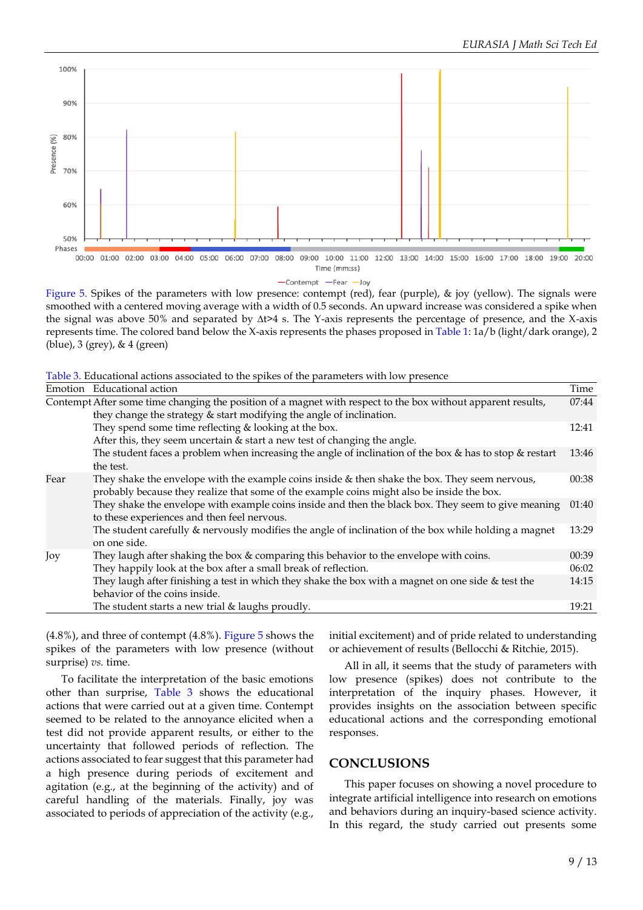Figure 5. Spikes of the parameters with low presence: contempt (red), fear (purple), & joy (yellow). The signals were smoothed with a centered moving average with a width of 0.5 seconds. An upward increase was considered a spike when the signal was above 50% and separated by Δt>4 s. The Y-axis represents the percentage of presence, and the X-axis represents time. The colored band below the X-axis represents the phases proposed in Table 1: 1a/b (light/dark orange), 2 (blue), 3 (grey), & 4 (green)

Table 3. Educational actions associated to the spikes of the parameters with low presence

| Emotion | Educational action | Time |
|---|---|---|
| Contempt | After some time changing the position of a magnet with respect to the box without apparent results, they change the strategy & start modifying the angle of inclination. | 07:44 |
| | They spend some time reflecting & looking at the box. After this, they seem uncertain & start a new test of changing the angle. | 12:41 |
| | The student faces a problem when increasing the angle of inclination of the box & has to stop & restart the test. | 13:46 |
| Fear | They shake the envelope with the example coins inside & then shake the box. They seem nervous, probably because they realize that some of the example coins might also be inside the box. | 00:38 |
| | They shake the envelope with example coins inside and then the black box. They seem to give meaning to these experiences and then feel nervous. | 01:40 |
| | The student carefully & nervously modifies the angle of inclination of the box while holding a magnet on one side. | 13:29 |
| Joy | They laugh after shaking the box & comparing this behavior to the envelope with coins. | 00:39 |
| | They happily look at the box after a small break of reflection. | 06:02 |
| | They laugh after finishing a test in which they shake the box with a magnet on one side & test the behavior of the coins inside. | 14:15 |
| | The student starts a new trial & laughs proudly. | 19:21 |

(4.8%), and three of contempt (4.8%). Figure 5 shows the spikes of the parameters with low presence (without surprise) *vs.* time.

To facilitate the interpretation of the basic emotions other than surprise, Table 3 shows the educational actions that were carried out at a given time. Contempt seemed to be related to the annoyance elicited when a test did not provide apparent results, or either to the uncertainty that followed periods of reflection. The actions associated to fear suggest that this parameter had a high presence during periods of excitement and agitation (e.g., at the beginning of the activity) and of careful handling of the materials. Finally, joy was associated to periods of appreciation of the activity (e.g., initial excitement) and of pride related to understanding or achievement of results (Bellocchi & Ritchie, 2015).

All in all, it seems that the study of parameters with low presence (spikes) does not contribute to the interpretation of the inquiry phases. However, it provides insights on the association between specific educational actions and the corresponding emotional responses.

## CONCLUSIONS

This paper focuses on showing a novel procedure to integrate artificial intelligence into research on emotions and behaviors during an inquiry-based science activity. In this regard, the study carried out presents some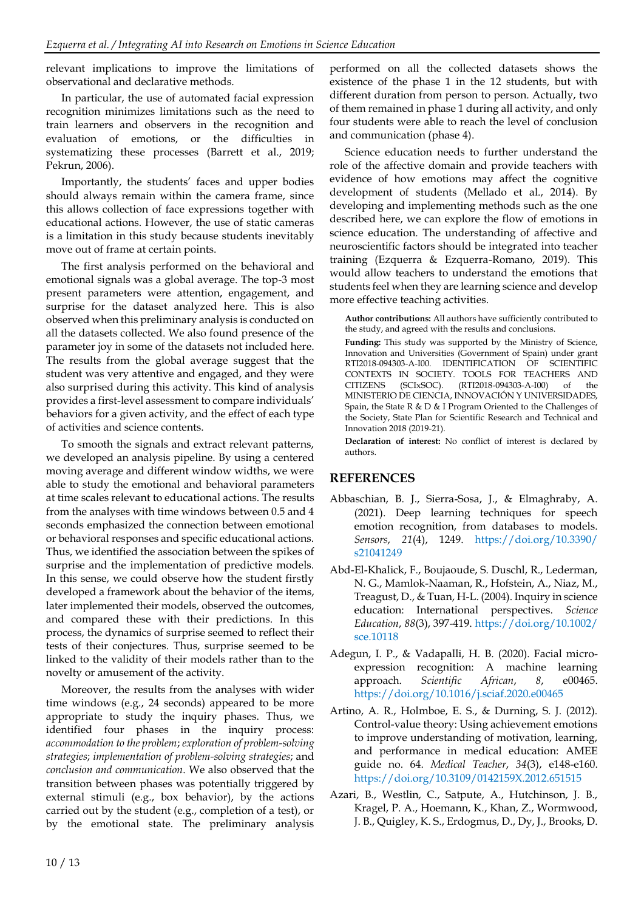relevant implications to improve the limitations of observational and declarative methods.

In particular, the use of automated facial expression recognition minimizes limitations such as the need to train learners and observers in the recognition and evaluation of emotions, or the difficulties in systematizing these processes (Barrett et al., 2019; Pekrun, 2006).

Importantly, the students' faces and upper bodies should always remain within the camera frame, since this allows collection of face expressions together with educational actions. However, the use of static cameras is a limitation in this study because students inevitably move out of frame at certain points.

The first analysis performed on the behavioral and emotional signals was a global average. The top-3 most present parameters were attention, engagement, and surprise for the dataset analyzed here. This is also observed when this preliminary analysis is conducted on all the datasets collected. We also found presence of the parameter joy in some of the datasets not included here. The results from the global average suggest that the student was very attentive and engaged, and they were also surprised during this activity. This kind of analysis provides a first-level assessment to compare individuals' behaviors for a given activity, and the effect of each type of activities and science contents.

To smooth the signals and extract relevant patterns, we developed an analysis pipeline. By using a centered moving average and different window widths, we were able to study the emotional and behavioral parameters at time scales relevant to educational actions. The results from the analyses with time windows between 0.5 and 4 seconds emphasized the connection between emotional or behavioral responses and specific educational actions. Thus, we identified the association between the spikes of surprise and the implementation of predictive models. In this sense, we could observe how the student firstly developed a framework about the behavior of the items, later implemented their models, observed the outcomes, and compared these with their predictions. In this process, the dynamics of surprise seemed to reflect their tests of their conjectures. Thus, surprise seemed to be linked to the validity of their models rather than to the novelty or amusement of the activity.

Moreover, the results from the analyses with wider time windows (e.g., 24 seconds) appeared to be more appropriate to study the inquiry phases. Thus, we identified four phases in the inquiry process: *accommodation to the problem*; *exploration of problem-solving strategies*; *implementation of problem-solving strategies*; and *conclusion and communication*. We also observed that the transition between phases was potentially triggered by external stimuli (e.g., box behavior), by the actions carried out by the student (e.g., completion of a test), or by the emotional state. The preliminary analysis performed on all the collected datasets shows the existence of the phase 1 in the 12 students, but with different duration from person to person. Actually, two of them remained in phase 1 during all activity, and only four students were able to reach the level of conclusion and communication (phase 4).

Science education needs to further understand the role of the affective domain and provide teachers with evidence of how emotions may affect the cognitive development of students (Mellado et al., 2014). By developing and implementing methods such as the one described here, we can explore the flow of emotions in science education. The understanding of affective and neuroscientific factors should be integrated into teacher training (Ezquerra & Ezquerra-Romano, 2019). This would allow teachers to understand the emotions that students feel when they are learning science and develop more effective teaching activities.

**Author contributions:** All authors have sufficiently contributed to the study, and agreed with the results and conclusions.

**Funding:** This study was supported by the Ministry of Science, Innovation and Universities (Government of Spain) under grant RTI2018-094303-A-I00. IDENTIFICATION OF SCIENTIFIC CONTEXTS IN SOCIETY. TOOLS FOR TEACHERS AND CITIZENS (SCIxSOC). (RTI2018-094303-A-I00) of the MINISTERIO DE CIENCIA, INNOVACIÓN Y UNIVERSIDADES, Spain, the State R & D & I Program Oriented to the Challenges of the Society, State Plan for Scientific Research and Technical and Innovation 2018 (2019-21).

**Declaration of interest:** No conflict of interest is declared by authors.

## REFERENCES

Abbaschian, B. J., Sierra-Sosa, J., & Elmaghraby, A. (2021). Deep learning techniques for speech emotion recognition, from databases to models. *Sensors*, *21*(4), 1249. https://doi.org/10.3390/s21041249

Abd-El-Khalick, F., Boujaoude, S. Duschl, R., Lederman, N. G., Mamlok-Naaman, R., Hofstein, A., Niaz, M., Treagust, D., & Tuan, H-L. (2004). Inquiry in science education: International perspectives. *Science Education*, *88*(3), 397-419. https://doi.org/10.1002/sce.10118

Adegun, I. P., & Vadapalli, H. B. (2020). Facial micro-expression recognition: A machine learning approach. *Scientific African*, *8*, e00465. https://doi.org/10.1016/j.sciaf.2020.e00465

Artino, A. R., Holmboe, E. S., & Durning, S. J. (2012). Control-value theory: Using achievement emotions to improve understanding of motivation, learning, and performance in medical education: AMEE guide no. 64. *Medical Teacher*, *34*(3), e148-e160. https://doi.org/10.3109/0142159X.2012.651515

Azari, B., Westlin, C., Satpute, A., Hutchinson, J. B., Kragel, P. A., Hoemann, K., Khan, Z., Wormwood, J. B., Quigley, K. S., Erdogmus, D., Dy, J., Brooks, D.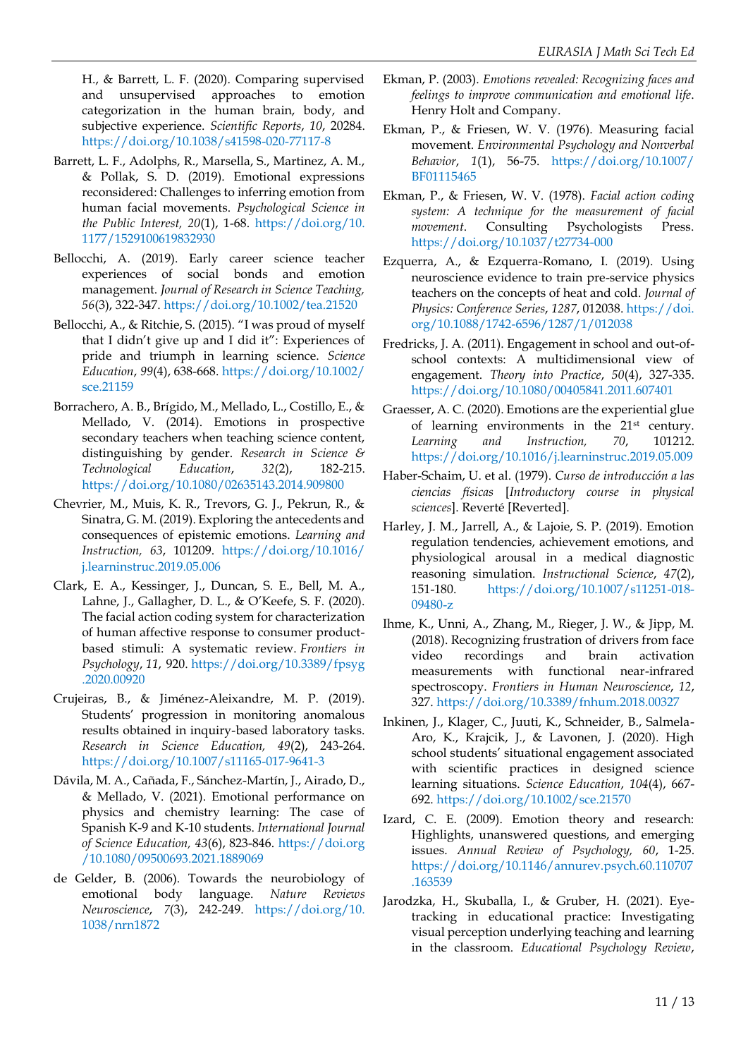H., & Barrett, L. F. (2020). Comparing supervised and unsupervised approaches to emotion categorization in the human brain, body, and subjective experience. *Scientific Reports*, *10*, 20284. https://doi.org/10.1038/s41598-020-77117-8

Barrett, L. F., Adolphs, R., Marsella, S., Martinez, A. M., & Pollak, S. D. (2019). Emotional expressions reconsidered: Challenges to inferring emotion from human facial movements. *Psychological Science in the Public Interest, 20*(1), 1-68. https://doi.org/10.1177/1529100619832930

Bellocchi, A. (2019). Early career science teacher experiences of social bonds and emotion management. *Journal of Research in Science Teaching, 56*(3), 322-347. https://doi.org/10.1002/tea.21520

Bellocchi, A., & Ritchie, S. (2015). "I was proud of myself that I didn't give up and I did it": Experiences of pride and triumph in learning science. *Science Education*, *99*(4), 638-668. https://doi.org/10.1002/sce.21159

Borrachero, A. B., Brígido, M., Mellado, L., Costillo, E., & Mellado, V. (2014). Emotions in prospective secondary teachers when teaching science content, distinguishing by gender. *Research in Science & Technological Education*, *32*(2), 182-215. https://doi.org/10.1080/02635143.2014.909800

Chevrier, M., Muis, K. R., Trevors, G. J., Pekrun, R., & Sinatra, G. M. (2019). Exploring the antecedents and consequences of epistemic emotions. *Learning and Instruction, 63*, 101209. https://doi.org/10.1016/j.learninstruc.2019.05.006

Clark, E. A., Kessinger, J., Duncan, S. E., Bell, M. A., Lahne, J., Gallagher, D. L., & O'Keefe, S. F. (2020). The facial action coding system for characterization of human affective response to consumer product-based stimuli: A systematic review. *Frontiers in Psychology*, *11*, 920. https://doi.org/10.3389/fpsyg.2020.00920

Crujeiras, B., & Jiménez-Aleixandre, M. P. (2019). Students' progression in monitoring anomalous results obtained in inquiry-based laboratory tasks. *Research in Science Education, 49*(2), 243-264. https://doi.org/10.1007/s11165-017-9641-3

Dávila, M. A., Cañada, F., Sánchez-Martín, J., Airado, D., & Mellado, V. (2021). Emotional performance on physics and chemistry learning: The case of Spanish K-9 and K-10 students. *International Journal of Science Education, 43*(6), 823-846. https://doi.org/10.1080/09500693.2021.1889069

de Gelder, B. (2006). Towards the neurobiology of emotional body language. *Nature Reviews Neuroscience*, *7*(3), 242-249. https://doi.org/10.1038/nrn1872

Ekman, P. (2003). *Emotions revealed: Recognizing faces and feelings to improve communication and emotional life*. Henry Holt and Company.

Ekman, P., & Friesen, W. V. (1976). Measuring facial movement. *Environmental Psychology and Nonverbal Behavior*, *1*(1), 56-75. https://doi.org/10.1007/BF01115465

Ekman, P., & Friesen, W. V. (1978). *Facial action coding system: A technique for the measurement of facial movement*. Consulting Psychologists Press. https://doi.org/10.1037/t27734-000

Ezquerra, A., & Ezquerra-Romano, I. (2019). Using neuroscience evidence to train pre-service physics teachers on the concepts of heat and cold. *Journal of Physics: Conference Series*, *1287*, 012038. https://doi.org/10.1088/1742-6596/1287/1/012038

Fredricks, J. A. (2011). Engagement in school and out-of-school contexts: A multidimensional view of engagement. *Theory into Practice*, *50*(4), 327-335. https://doi.org/10.1080/00405841.2011.607401

Graesser, A. C. (2020). Emotions are the experiential glue of learning environments in the 21st century. *Learning and Instruction, 70*, 101212. https://doi.org/10.1016/j.learninstruc.2019.05.009

Haber-Schaim, U. et al. (1979). *Curso de introducción a las ciencias físicas* [*Introductory course in physical sciences*]. Reverté [Reverted].

Harley, J. M., Jarrell, A., & Lajoie, S. P. (2019). Emotion regulation tendencies, achievement emotions, and physiological arousal in a medical diagnostic reasoning simulation. *Instructional Science*, *47*(2), 151-180. https://doi.org/10.1007/s11251-018-09480-z

Ihme, K., Unni, A., Zhang, M., Rieger, J. W., & Jipp, M. (2018). Recognizing frustration of drivers from face video recordings and brain activation measurements with functional near-infrared spectroscopy. *Frontiers in Human Neuroscience*, *12*, 327. https://doi.org/10.3389/fnhum.2018.00327

Inkinen, J., Klager, C., Juuti, K., Schneider, B., Salmela-Aro, K., Krajcik, J., & Lavonen, J. (2020). High school students' situational engagement associated with scientific practices in designed science learning situations. *Science Education*, *104*(4), 667-692. https://doi.org/10.1002/sce.21570

Izard, C. E. (2009). Emotion theory and research: Highlights, unanswered questions, and emerging issues. *Annual Review of Psychology, 60*, 1-25. https://doi.org/10.1146/annurev.psych.60.110707.163539

Jarodzka, H., Skuballa, I., & Gruber, H. (2021). Eye-tracking in educational practice: Investigating visual perception underlying teaching and learning in the classroom. *Educational Psychology Review*,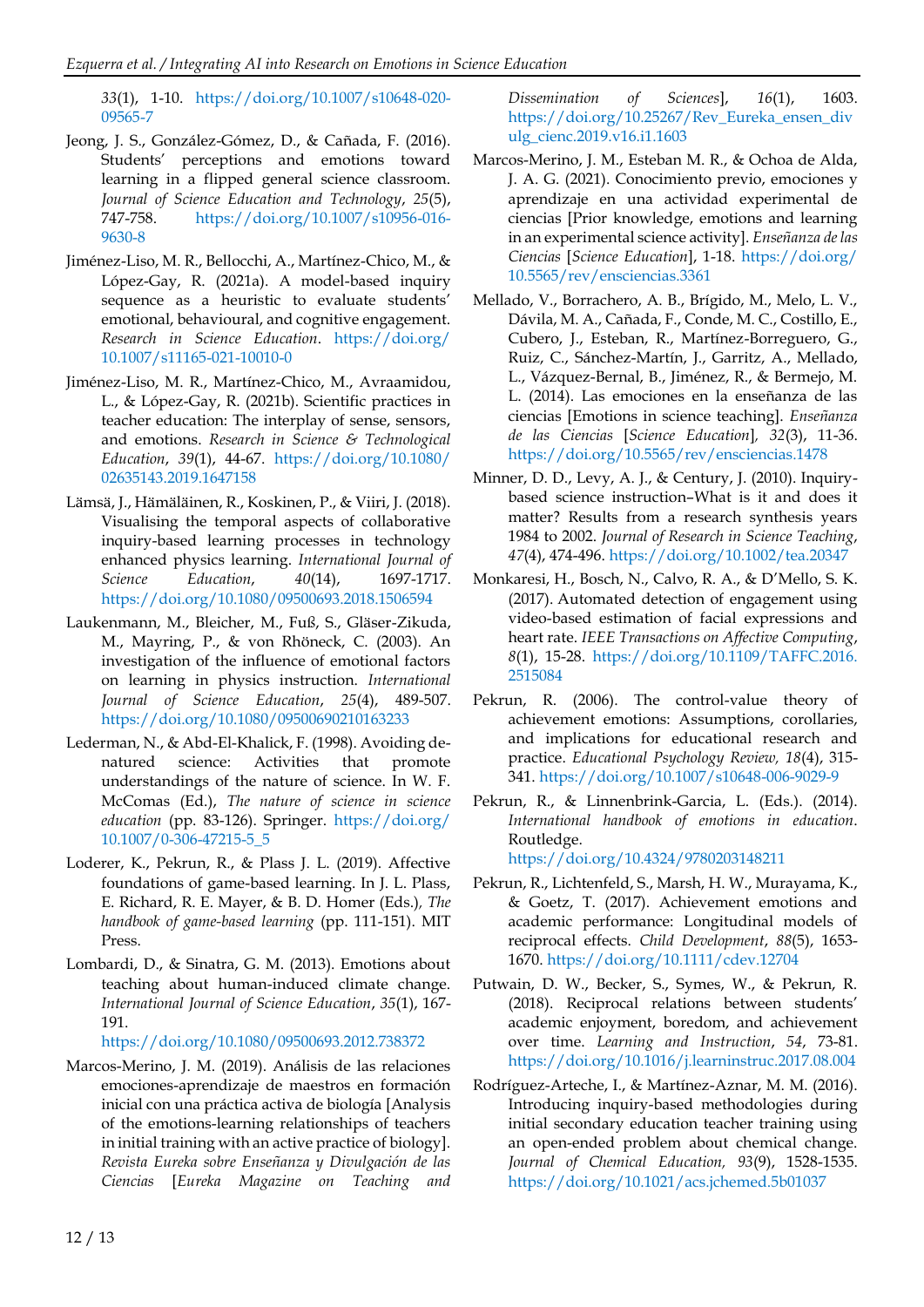*33*(1), 1-10. https://doi.org/10.1007/s10648-020-09565-7

Jeong, J. S., González-Gómez, D., & Cañada, F. (2016). Students' perceptions and emotions toward learning in a flipped general science classroom. *Journal of Science Education and Technology*, *25*(5), 747-758. https://doi.org/10.1007/s10956-016-9630-8

Jiménez-Liso, M. R., Bellocchi, A., Martínez-Chico, M., & López-Gay, R. (2021a). A model-based inquiry sequence as a heuristic to evaluate students' emotional, behavioural, and cognitive engagement. *Research in Science Education*. https://doi.org/10.1007/s11165-021-10010-0

Jiménez-Liso, M. R., Martínez-Chico, M., Avraamidou, L., & López-Gay, R. (2021b). Scientific practices in teacher education: The interplay of sense, sensors, and emotions. *Research in Science & Technological Education*, *39*(1), 44-67. https://doi.org/10.1080/02635143.2019.1647158

Lämsä, J., Hämäläinen, R., Koskinen, P., & Viiri, J. (2018). Visualising the temporal aspects of collaborative inquiry-based learning processes in technology enhanced physics learning. *International Journal of Science Education*, *40*(14), 1697-1717. https://doi.org/10.1080/09500693.2018.1506594

Laukenmann, M., Bleicher, M., Fuß, S., Gläser-Zikuda, M., Mayring, P., & von Rhöneck, C. (2003). An investigation of the influence of emotional factors on learning in physics instruction. *International Journal of Science Education*, *25*(4), 489-507. https://doi.org/10.1080/09500690210163233

Lederman, N., & Abd-El-Khalick, F. (1998). Avoiding de-natured science: Activities that promote understandings of the nature of science. In W. F. McComas (Ed.), *The nature of science in science education* (pp. 83-126). Springer. https://doi.org/10.1007/0-306-47215-5_5

Loderer, K., Pekrun, R., & Plass J. L. (2019). Affective foundations of game-based learning. In J. L. Plass, E. Richard, R. E. Mayer, & B. D. Homer (Eds.), *The handbook of game-based learning* (pp. 111-151). MIT Press.

Lombardi, D., & Sinatra, G. M. (2013). Emotions about teaching about human-induced climate change. *International Journal of Science Education*, *35*(1), 167-191. https://doi.org/10.1080/09500693.2012.738372

Marcos-Merino, J. M. (2019). Análisis de las relaciones emociones-aprendizaje de maestros en formación inicial con una práctica activa de biología [Analysis of the emotions-learning relationships of teachers in initial training with an active practice of biology]. *Revista Eureka sobre Enseñanza y Divulgación de las Ciencias* [*Eureka Magazine on Teaching and Dissemination of Sciences*], *16*(1), 1603. https://doi.org/10.25267/Rev_Eureka_ensen_divulg_cienc.2019.v16.i1.1603

Marcos-Merino, J. M., Esteban M. R., & Ochoa de Alda, J. A. G. (2021). Conocimiento previo, emociones y aprendizaje en una actividad experimental de ciencias [Prior knowledge, emotions and learning in an experimental science activity]. *Enseñanza de las Ciencias* [*Science Education*], 1-18. https://doi.org/10.5565/rev/ensciencias.3361

Mellado, V., Borrachero, A. B., Brígido, M., Melo, L. V., Dávila, M. A., Cañada, F., Conde, M. C., Costillo, E., Cubero, J., Esteban, R., Martínez-Borreguero, G., Ruiz, C., Sánchez-Martín, J., Garritz, A., Mellado, L., Vázquez-Bernal, B., Jiménez, R., & Bermejo, M. L. (2014). Las emociones en la enseñanza de las ciencias [Emotions in science teaching]. *Enseñanza de las Ciencias* [*Science Education*], *32*(3), 11-36. https://doi.org/10.5565/rev/ensciencias.1478

Minner, D. D., Levy, A. J., & Century, J. (2010). Inquiry-based science instruction–What is it and does it matter? Results from a research synthesis years 1984 to 2002. *Journal of Research in Science Teaching*, *47*(4), 474-496. https://doi.org/10.1002/tea.20347

Monkaresi, H., Bosch, N., Calvo, R. A., & D'Mello, S. K. (2017). Automated detection of engagement using video-based estimation of facial expressions and heart rate. *IEEE Transactions on Affective Computing*, *8*(1), 15-28. https://doi.org/10.1109/TAFFC.2016.2515084

Pekrun, R. (2006). The control-value theory of achievement emotions: Assumptions, corollaries, and implications for educational research and practice. *Educational Psychology Review, 18*(4), 315-341. https://doi.org/10.1007/s10648-006-9029-9

Pekrun, R., & Linnenbrink-Garcia, L. (Eds.). (2014). *International handbook of emotions in education*. Routledge. https://doi.org/10.4324/9780203148211

Pekrun, R., Lichtenfeld, S., Marsh, H. W., Murayama, K., & Goetz, T. (2017). Achievement emotions and academic performance: Longitudinal models of reciprocal effects. *Child Development*, *88*(5), 1653-1670. https://doi.org/10.1111/cdev.12704

Putwain, D. W., Becker, S., Symes, W., & Pekrun, R. (2018). Reciprocal relations between students' academic enjoyment, boredom, and achievement over time. *Learning and Instruction*, *54*, 73-81. https://doi.org/10.1016/j.learninstruc.2017.08.004

Rodríguez-Arteche, I., & Martínez-Aznar, M. M. (2016). Introducing inquiry-based methodologies during initial secondary education teacher training using an open-ended problem about chemical change. *Journal of Chemical Education, 93*(9), 1528-1535. https://doi.org/10.1021/acs.jchemed.5b01037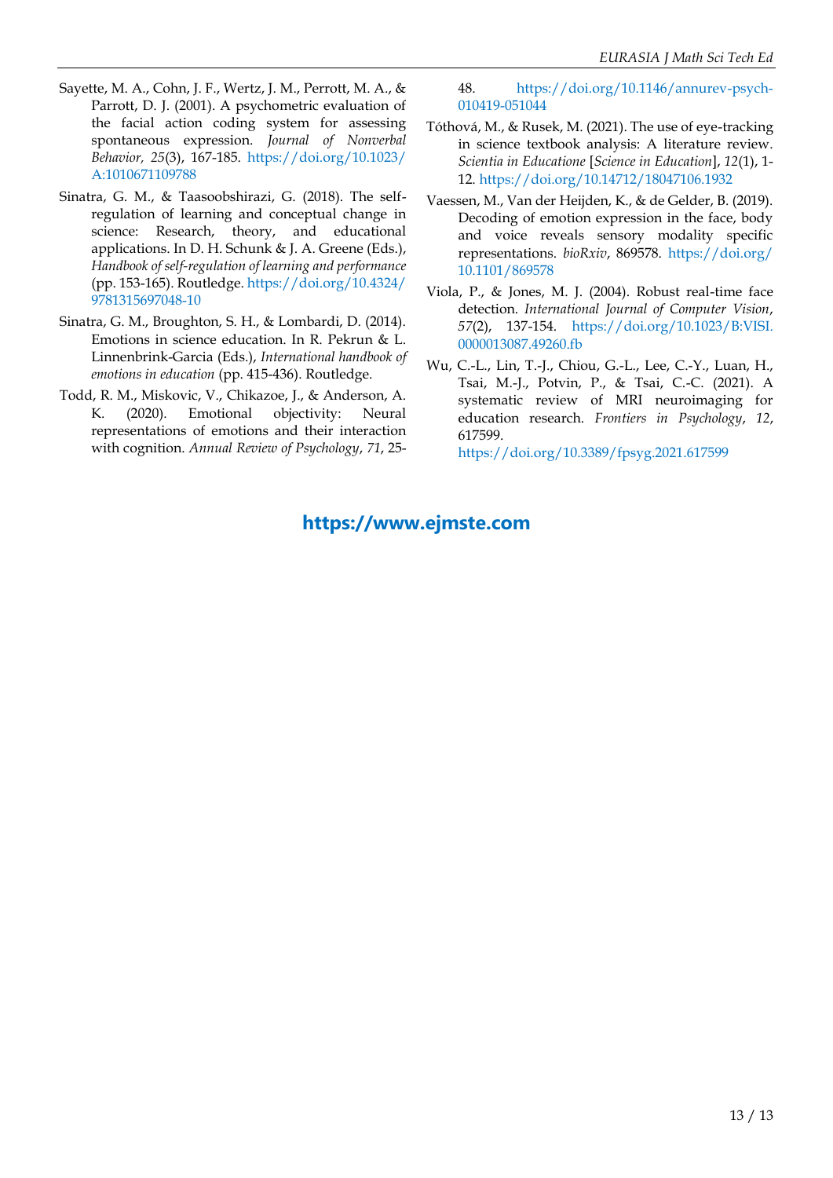Sayette, M. A., Cohn, J. F., Wertz, J. M., Perrott, M. A., & Parrott, D. J. (2001). A psychometric evaluation of the facial action coding system for assessing spontaneous expression. *Journal of Nonverbal Behavior, 25*(3), 167-185. https://doi.org/10.1023/A:1010671109788

Sinatra, G. M., & Taasoobshirazi, G. (2018). The self-regulation of learning and conceptual change in science: Research, theory, and educational applications. In D. H. Schunk & J. A. Greene (Eds.), *Handbook of self-regulation of learning and performance* (pp. 153-165). Routledge. https://doi.org/10.4324/9781315697048-10

Sinatra, G. M., Broughton, S. H., & Lombardi, D. (2014). Emotions in science education. In R. Pekrun & L. Linnenbrink-Garcia (Eds.), *International handbook of emotions in education* (pp. 415-436). Routledge.

Todd, R. M., Miskovic, V., Chikazoe, J., & Anderson, A. K. (2020). Emotional objectivity: Neural representations of emotions and their interaction with cognition. *Annual Review of Psychology*, *71*, 25-48. https://doi.org/10.1146/annurev-psych-010419-051044

Tóthová, M., & Rusek, M. (2021). The use of eye-tracking in science textbook analysis: A literature review. *Scientia in Educatione* [*Science in Education*], *12*(1), 1-12. https://doi.org/10.14712/18047106.1932

Vaessen, M., Van der Heijden, K., & de Gelder, B. (2019). Decoding of emotion expression in the face, body and voice reveals sensory modality specific representations. *bioRxiv*, 869578. https://doi.org/10.1101/869578

Viola, P., & Jones, M. J. (2004). Robust real-time face detection. *International Journal of Computer Vision*, *57*(2), 137-154. https://doi.org/10.1023/B:VISI.0000013087.49260.fb

Wu, C.-L., Lin, T.-J., Chiou, G.-L., Lee, C.-Y., Luan, H., Tsai, M.-J., Potvin, P., & Tsai, C.-C. (2021). A systematic review of MRI neuroimaging for education research. *Frontiers in Psychology*, *12*, 617599. https://doi.org/10.3389/fpsyg.2021.617599

**https://www.ejmste.com**